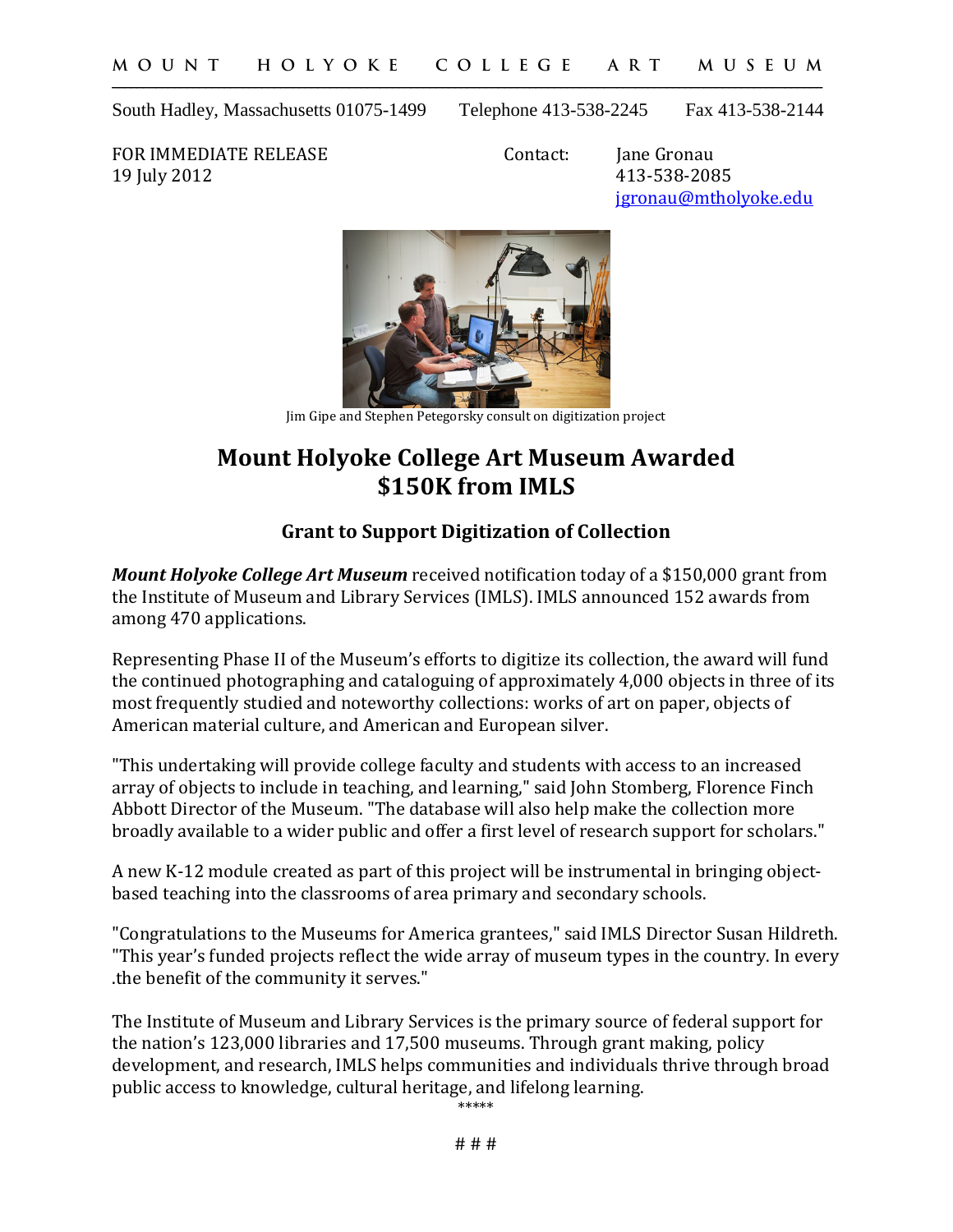MOUNT HOLYOKE COLLEGE ART MUSEUM

South Hadley, Massachusetts 01075-1499 Telephone 413-538-2245 Fax 413-538-2144

FOR IMMEDIATE RELEASE
19 July 2012

Contact: Jane Gronau
413-538-2085
jgronau@mtholyoke.edu

Jim Gipe and Stephen Petegorsky consult on digitization project

# Mount Holyoke College Art Museum Awarded $150K from IMLS

## Grant to Support Digitization of Collection

***Mount Holyoke College Art Museum*** received notification today of a $150,000 grant from the Institute of Museum and Library Services (IMLS). IMLS announced 152 awards from among 470 applications.

Representing Phase II of the Museum's efforts to digitize its collection, the award will fund the continued photographing and cataloguing of approximately 4,000 objects in three of its most frequently studied and noteworthy collections: works of art on paper, objects of American material culture, and American and European silver.

"This undertaking will provide college faculty and students with access to an increased array of objects to include in teaching, and learning," said John Stomberg, Florence Finch Abbott Director of the Museum. "The database will also help make the collection more broadly available to a wider public and offer a first level of research support for scholars."

A new K-12 module created as part of this project will be instrumental in bringing object-based teaching into the classrooms of area primary and secondary schools.

"Congratulations to the Museums for America grantees," said IMLS Director Susan Hildreth. "This year's funded projects reflect the wide array of museum types in the country. In every .the benefit of the community it serves."

The Institute of Museum and Library Services is the primary source of federal support for the nation's 123,000 libraries and 17,500 museums. Through grant making, policy development, and research, IMLS helps communities and individuals thrive through broad public access to knowledge, cultural heritage, and lifelong learning.

*****

# # #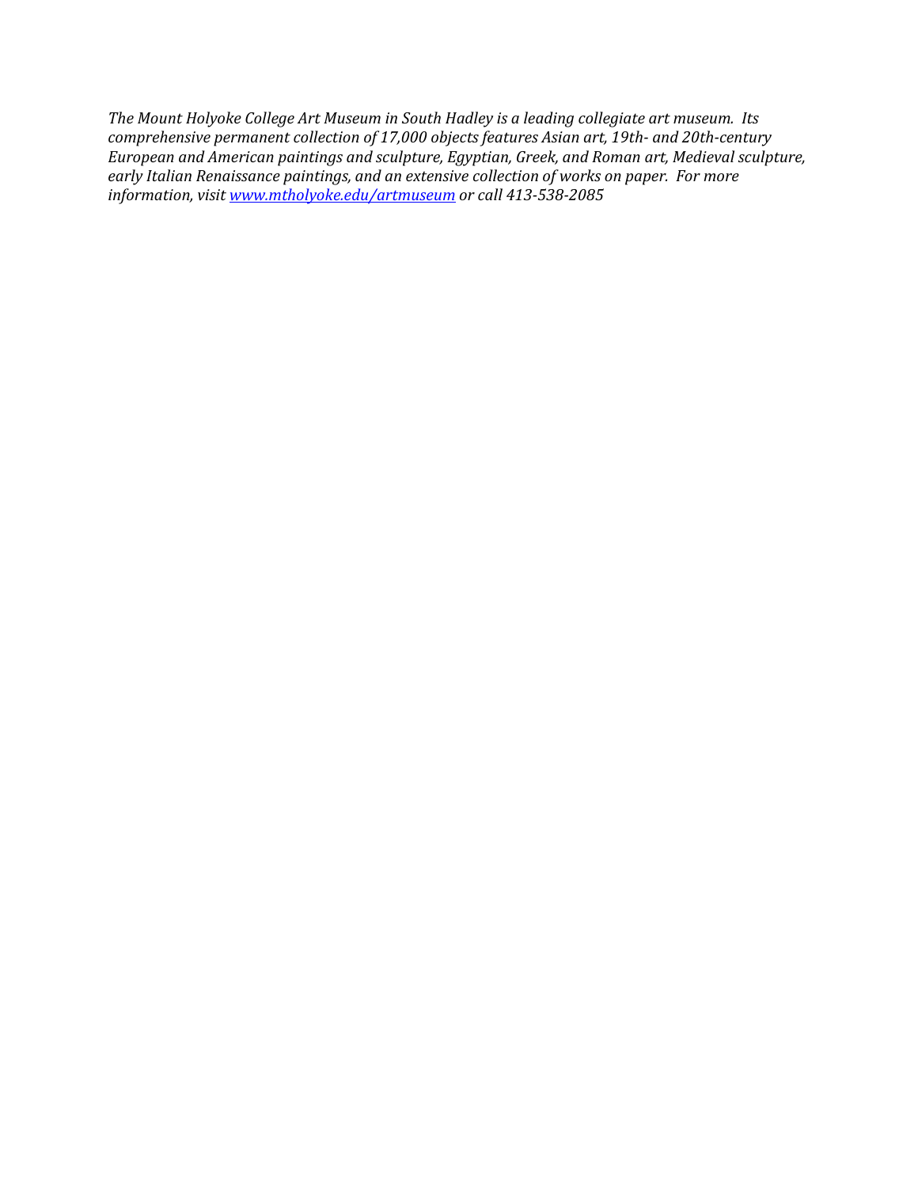*The Mount Holyoke College Art Museum in South Hadley is a leading collegiate art museum. Its comprehensive permanent collection of 17,000 objects features Asian art, 19th- and 20th-century European and American paintings and sculpture, Egyptian, Greek, and Roman art, Medieval sculpture, early Italian Renaissance paintings, and an extensive collection of works on paper. For more information, visit [www.mtholyoke.edu/artmuseum](http://www.mtholyoke.edu/artmuseum) or call 413-538-2085*